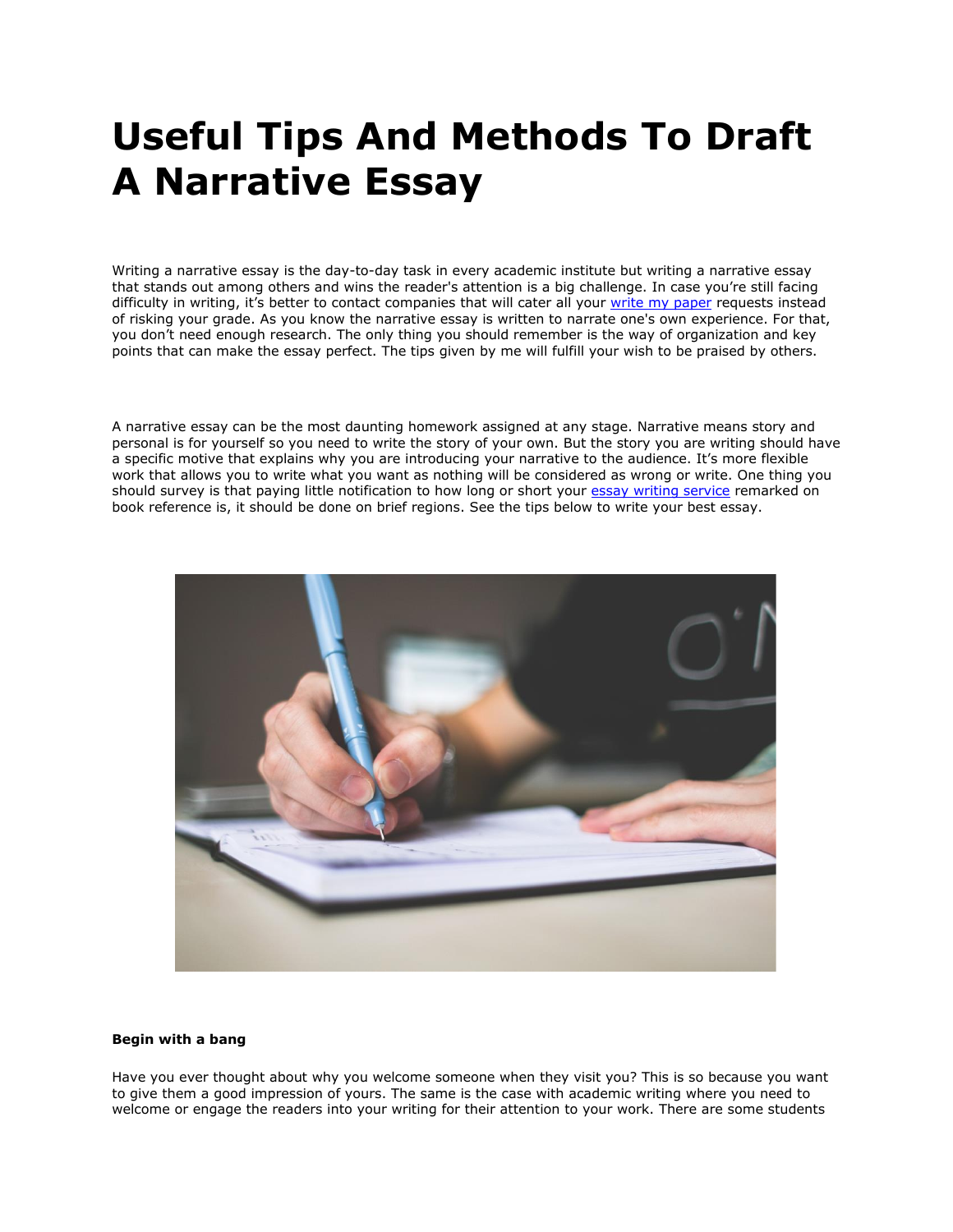# Useful Tips And Methods To Draft A Narrative Essay

Writing a narrative essay is the day-to-day task in every academic institute but writing a narrative essay that stands out among others and wins the reader's attention is a big challenge. In case you're still facing difficulty in writing, it's better to contact companies that will cater all your write my paper requests instead of risking your grade. As you know the narrative essay is written to narrate one's own experience. For that, you don't need enough research. The only thing you should remember is the way of organization and key points that can make the essay perfect. The tips given by me will fulfill your wish to be praised by others.

A narrative essay can be the most daunting homework assigned at any stage. Narrative means story and personal is for yourself so you need to write the story of your own. But the story you are writing should have a specific motive that explains why you are introducing your narrative to the audience. It's more flexible work that allows you to write what you want as nothing will be considered as wrong or write. One thing you should survey is that paying little notification to how long or short your essay writing service remarked on book reference is, it should be done on brief regions. See the tips below to write your best essay.

**Begin with a bang**

Have you ever thought about why you welcome someone when they visit you? This is so because you want to give them a good impression of yours. The same is the case with academic writing where you need to welcome or engage the readers into your writing for their attention to your work. There are some students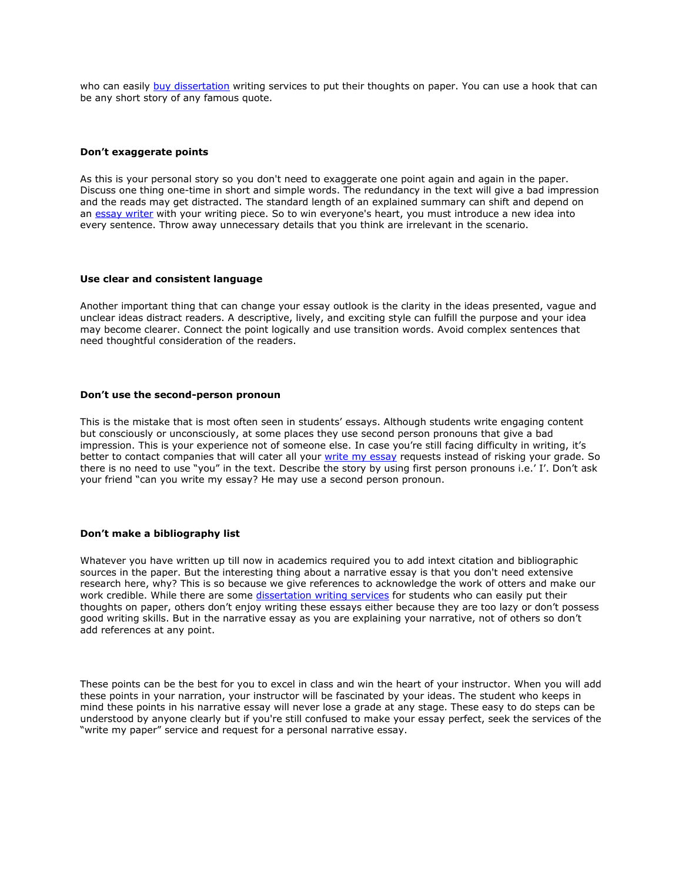who can easily buy dissertation writing services to put their thoughts on paper. You can use a hook that can be any short story of any famous quote.

**Don't exaggerate points**

As this is your personal story so you don't need to exaggerate one point again and again in the paper. Discuss one thing one-time in short and simple words. The redundancy in the text will give a bad impression and the reads may get distracted. The standard length of an explained summary can shift and depend on an essay writer with your writing piece. So to win everyone's heart, you must introduce a new idea into every sentence. Throw away unnecessary details that you think are irrelevant in the scenario.

**Use clear and consistent language**

Another important thing that can change your essay outlook is the clarity in the ideas presented, vague and unclear ideas distract readers. A descriptive, lively, and exciting style can fulfill the purpose and your idea may become clearer. Connect the point logically and use transition words. Avoid complex sentences that need thoughtful consideration of the readers.

**Don't use the second-person pronoun**

This is the mistake that is most often seen in students' essays. Although students write engaging content but consciously or unconsciously, at some places they use second person pronouns that give a bad impression. This is your experience not of someone else. In case you're still facing difficulty in writing, it's better to contact companies that will cater all your write my essay requests instead of risking your grade. So there is no need to use "you" in the text. Describe the story by using first person pronouns i.e.' I'. Don't ask your friend "can you write my essay? He may use a second person pronoun.

**Don't make a bibliography list**

Whatever you have written up till now in academics required you to add intext citation and bibliographic sources in the paper. But the interesting thing about a narrative essay is that you don't need extensive research here, why? This is so because we give references to acknowledge the work of otters and make our work credible. While there are some dissertation writing services for students who can easily put their thoughts on paper, others don't enjoy writing these essays either because they are too lazy or don't possess good writing skills. But in the narrative essay as you are explaining your narrative, not of others so don't add references at any point.

These points can be the best for you to excel in class and win the heart of your instructor. When you will add these points in your narration, your instructor will be fascinated by your ideas. The student who keeps in mind these points in his narrative essay will never lose a grade at any stage. These easy to do steps can be understood by anyone clearly but if you're still confused to make your essay perfect, seek the services of the "write my paper" service and request for a personal narrative essay.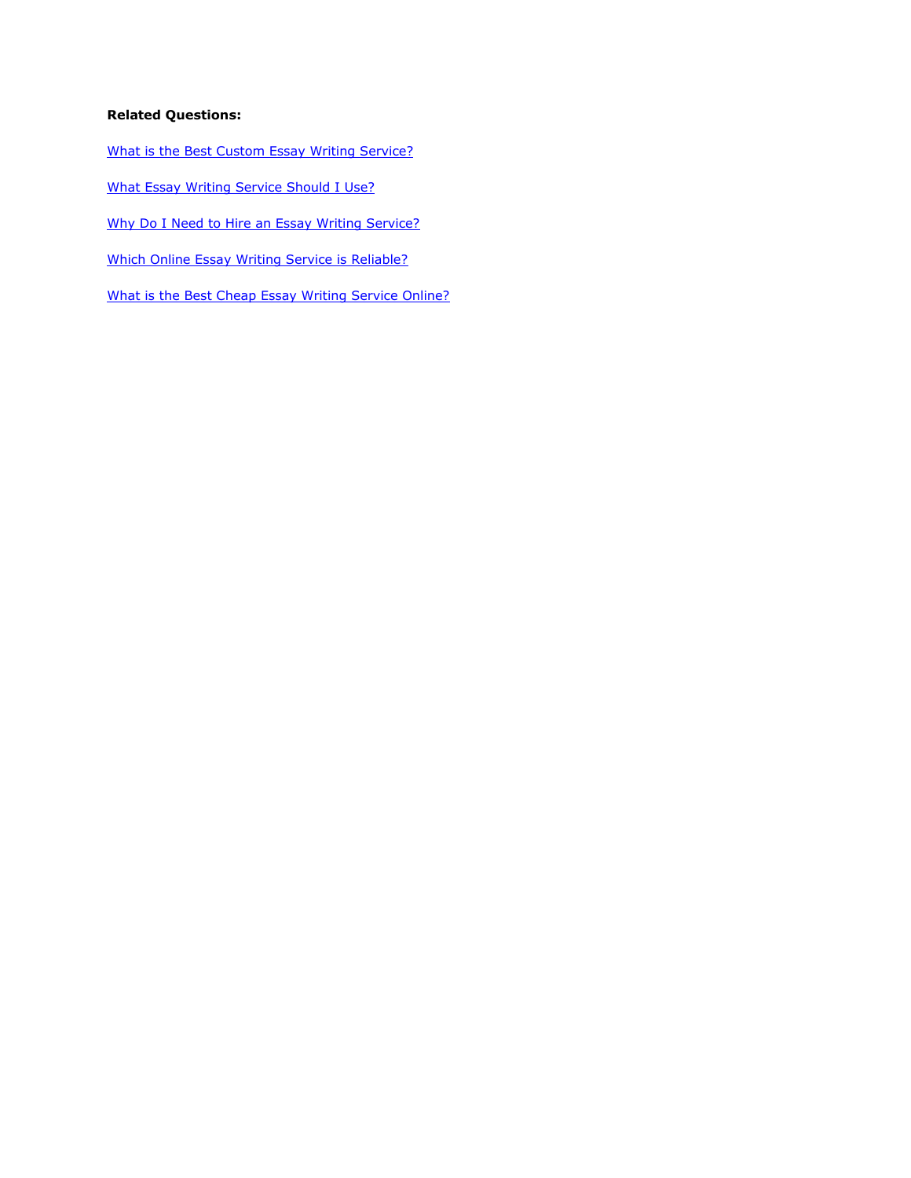**Related Questions:**

[What is the Best Custom Essay Writing Service?]()

[What Essay Writing Service Should I Use?]()

[Why Do I Need to Hire an Essay Writing Service?]()

[Which Online Essay Writing Service is Reliable?]()

[What is the Best Cheap Essay Writing Service Online?]()